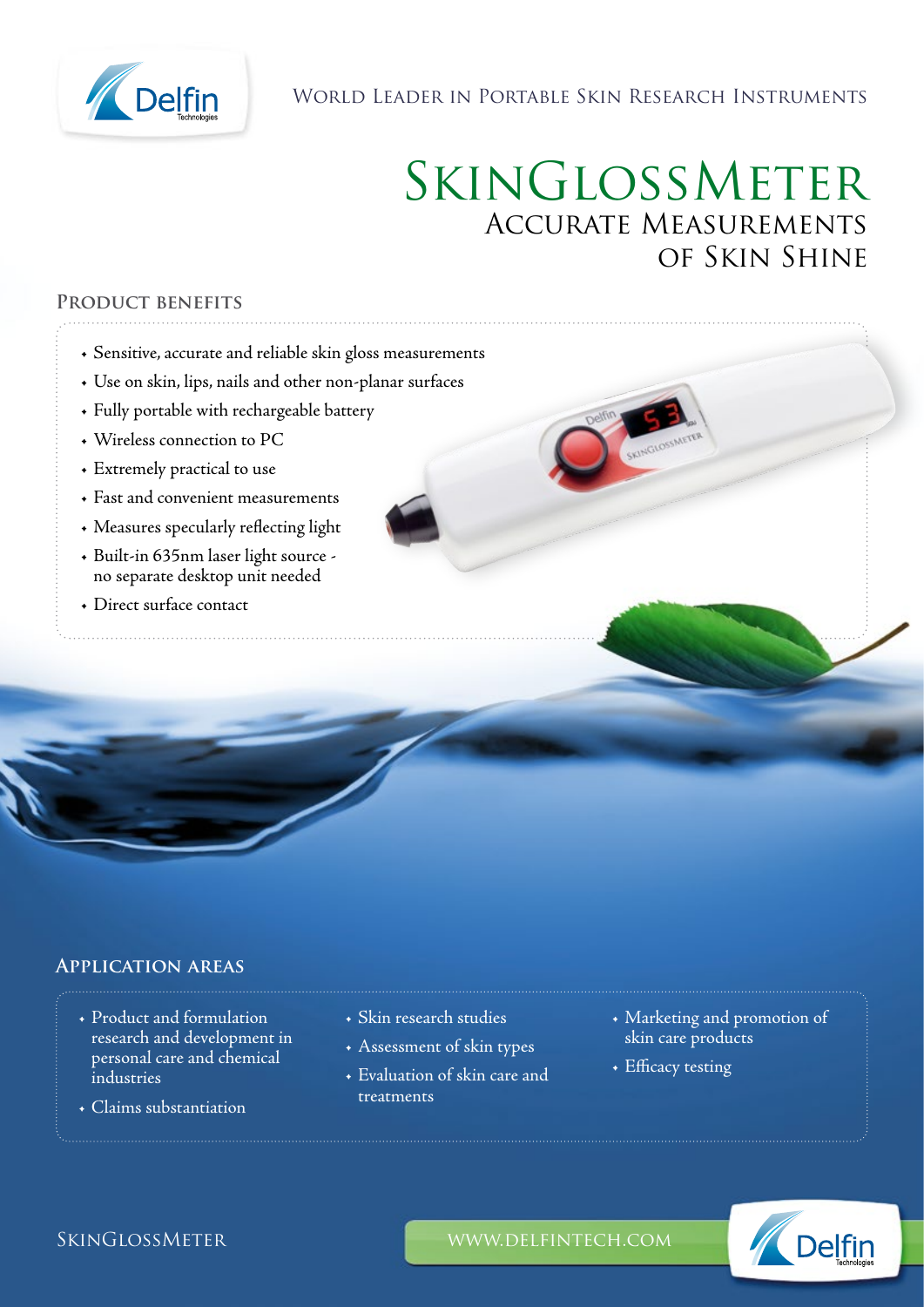World Leader in Portable Skin Research Instruments

# SkinGlossMeter

## Accurate Measurements of Skin Shine

### Product benefits

- Sensitive, accurate and reliable skin gloss measurements
- Use on skin, lips, nails and other non-planar surfaces
- Fully portable with rechargeable battery
- Wireless connection to PC
- Extremely practical to use
- Fast and convenient measurements
- Measures specularly reflecting light
- Built-in 635nm laser light source - no separate desktop unit needed
- Direct surface contact

### Application areas

- Product and formulation research and development in personal care and chemical industries
- Claims substantiation
- Skin research studies
- Assessment of skin types
- Evaluation of skin care and treatments
- Marketing and promotion of skin care products
- Efficacy testing

SkinGlossMeter

www.delfintech.com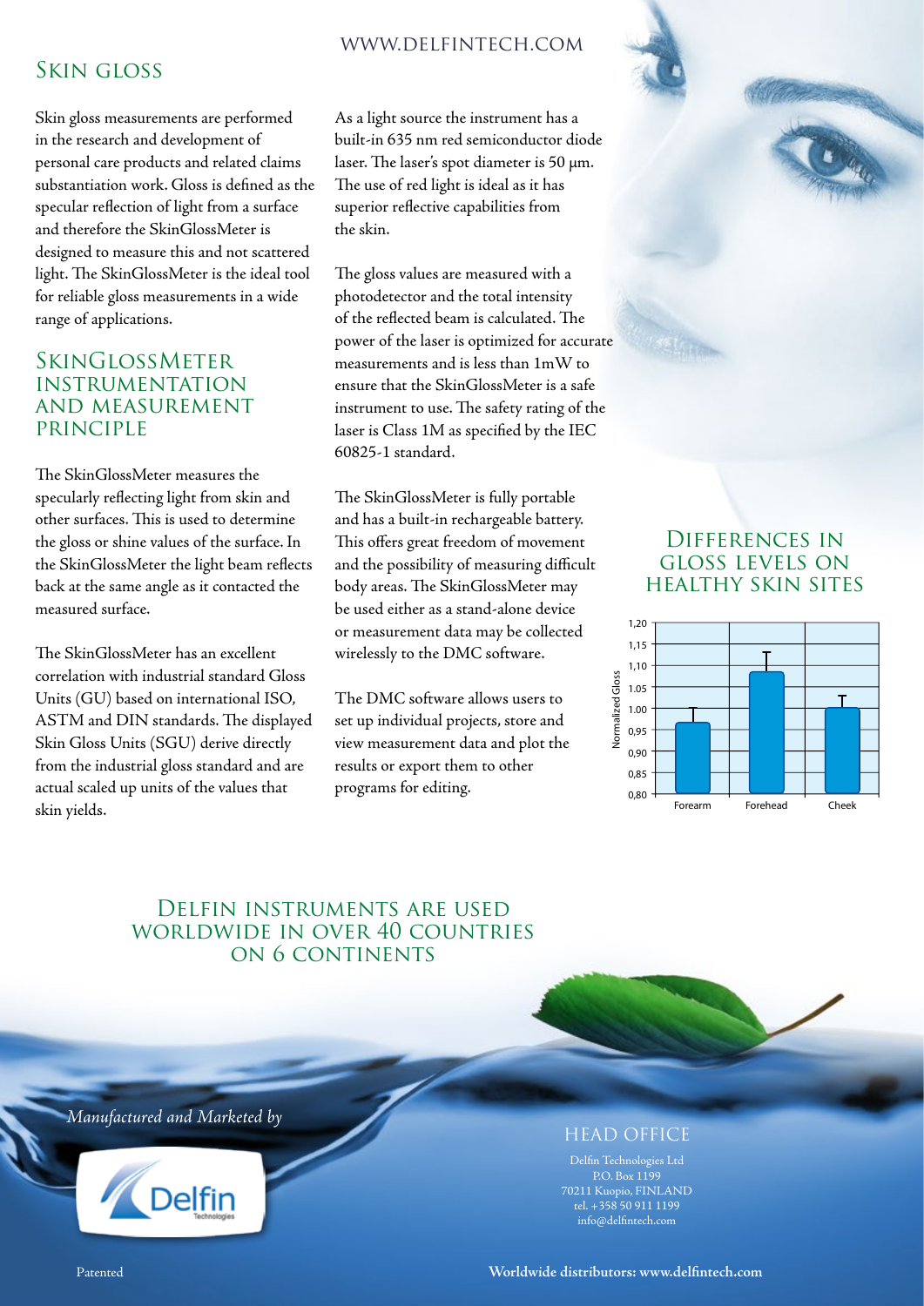## Skin gloss

Skin gloss measurements are performed in the research and development of personal care products and related claims substantiation work. Gloss is defined as the specular reflection of light from a surface and therefore the SkinGlossMeter is designed to measure this and not scattered light. The SkinGlossMeter is the ideal tool for reliable gloss measurements in a wide range of applications.

## SkinGlossMeter instrumentation and measurement principle

The SkinGlossMeter measures the specularly reflecting light from skin and other surfaces. This is used to determine the gloss or shine values of the surface. In the SkinGlossMeter the light beam reflects back at the same angle as it contacted the measured surface.

The SkinGlossMeter has an excellent correlation with industrial standard Gloss Units (GU) based on international ISO, ASTM and DIN standards. The displayed Skin Gloss Units (SGU) derive directly from the industrial gloss standard and are actual scaled up units of the values that skin yields.

As a light source the instrument has a built-in 635 nm red semiconductor diode laser. The laser's spot diameter is 50 µm. The use of red light is ideal as it has superior reflective capabilities from the skin.

The gloss values are measured with a photodetector and the total intensity of the reflected beam is calculated. The power of the laser is optimized for accurate measurements and is less than 1mW to ensure that the SkinGlossMeter is a safe instrument to use. The safety rating of the laser is Class 1M as specified by the IEC 60825-1 standard.

The SkinGlossMeter is fully portable and has a built-in rechargeable battery. This offers great freedom of movement and the possibility of measuring difficult body areas. The SkinGlossMeter may be used either as a stand-alone device or measurement data may be collected wirelessly to the DMC software.

The DMC software allows users to set up individual projects, store and view measurement data and plot the results or export them to other programs for editing.

## Differences in gloss levels on healthy skin sites

Normalized Gloss

1,20
1,15
1,10
1.05
1.00
0,95
0,90
0,85
0,80

Forearm
Forehead
Cheek

## Delfin instruments are used worldwide in over 40 countries on 6 continents

*Manufactured and Marketed by*

Delfin Technologies

### Head office

Delfin Technologies Ltd
P.O. Box 1199
70211 Kuopio, FINLAND
tel. +358 50 911 1199
info@delfintech.com

Patented

**Worldwide distributors: www.delfintech.com**